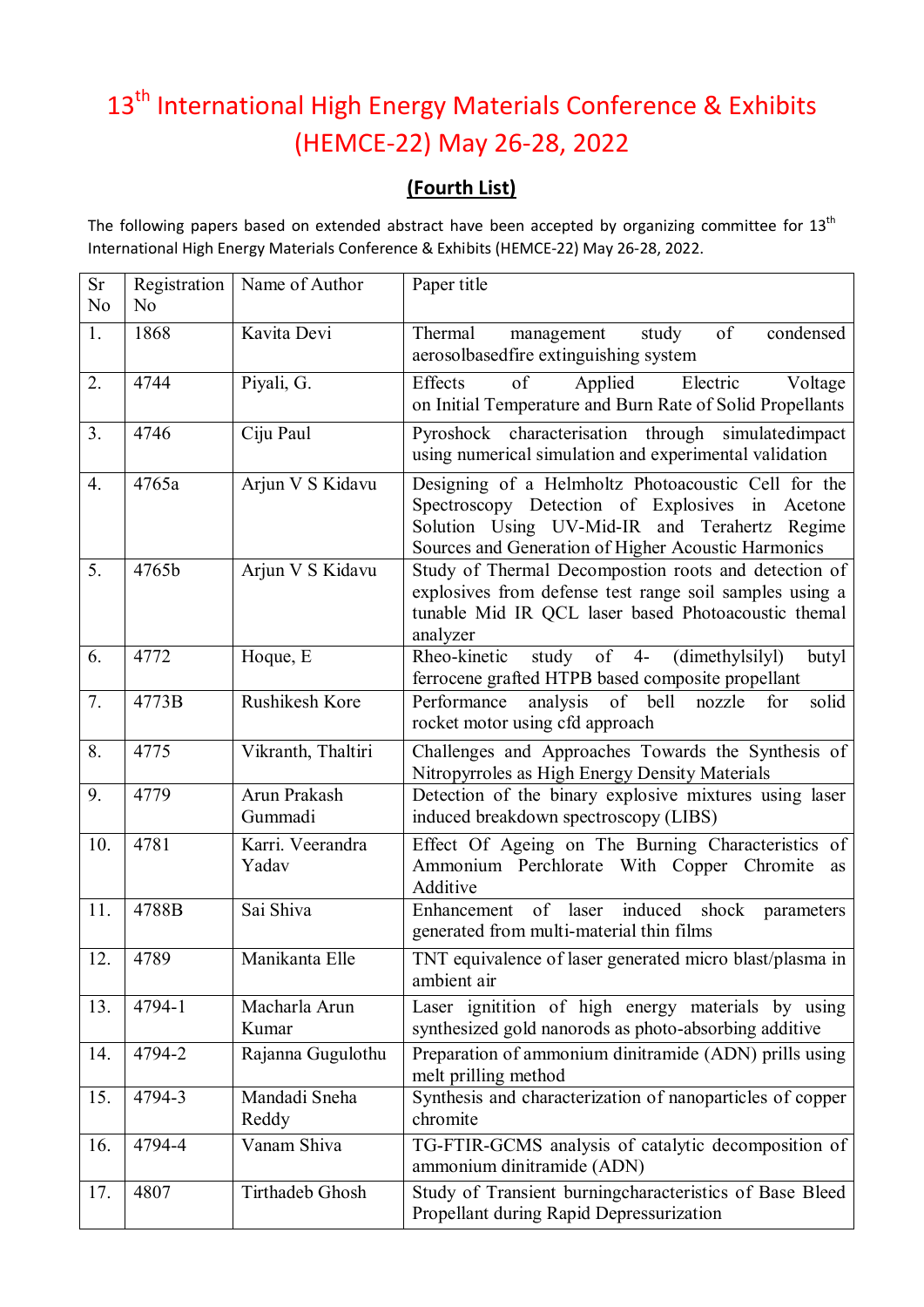# 13th International High Energy Materials Conference & Exhibits (HEMCE-22) May 26-28, 2022

## (Fourth List)

The following papers based on extended abstract have been accepted by organizing committee for 13th International High Energy Materials Conference & Exhibits (HEMCE-22) May 26-28, 2022.

| Sr No | Registration No | Name of Author | Paper title |
|---|---|---|---|
| 1. | 1868 | Kavita Devi | Thermal management study of condensed aerosolbasedfire extinguishing system |
| 2. | 4744 | Piyali, G. | Effects of Applied Electric Voltage on Initial Temperature and Burn Rate of Solid Propellants |
| 3. | 4746 | Ciju Paul | Pyroshock characterisation through simulatedimpact using numerical simulation and experimental validation |
| 4. | 4765a | Arjun V S Kidavu | Designing of a Helmholtz Photoacoustic Cell for the Spectroscopy Detection of Explosives in Acetone Solution Using UV-Mid-IR and Terahertz Regime Sources and Generation of Higher Acoustic Harmonics |
| 5. | 4765b | Arjun V S Kidavu | Study of Thermal Decompostion roots and detection of explosives from defense test range soil samples using a tunable Mid IR QCL laser based Photoacoustic themal analyzer |
| 6. | 4772 | Hoque, E | Rheo-kinetic study of 4- (dimethylsilyl) butyl ferrocene grafted HTPB based composite propellant |
| 7. | 4773B | Rushikesh Kore | Performance analysis of bell nozzle for solid rocket motor using cfd approach |
| 8. | 4775 | Vikranth, Thaltiri | Challenges and Approaches Towards the Synthesis of Nitropyrroles as High Energy Density Materials |
| 9. | 4779 | Arun Prakash Gummadi | Detection of the binary explosive mixtures using laser induced breakdown spectroscopy (LIBS) |
| 10. | 4781 | Karri. Veerandra Yadav | Effect Of Ageing on The Burning Characteristics of Ammonium Perchlorate With Copper Chromite as Additive |
| 11. | 4788B | Sai Shiva | Enhancement of laser induced shock parameters generated from multi-material thin films |
| 12. | 4789 | Manikanta Elle | TNT equivalence of laser generated micro blast/plasma in ambient air |
| 13. | 4794-1 | Macharla Arun Kumar | Laser ignitition of high energy materials by using synthesized gold nanorods as photo-absorbing additive |
| 14. | 4794-2 | Rajanna Gugulothu | Preparation of ammonium dinitramide (ADN) prills using melt prilling method |
| 15. | 4794-3 | Mandadi Sneha Reddy | Synthesis and characterization of nanoparticles of copper chromite |
| 16. | 4794-4 | Vanam Shiva | TG-FTIR-GCMS analysis of catalytic decomposition of ammonium dinitramide (ADN) |
| 17. | 4807 | Tirthadeb Ghosh | Study of Transient burningcharacteristics of Base Bleed Propellant during Rapid Depressurization |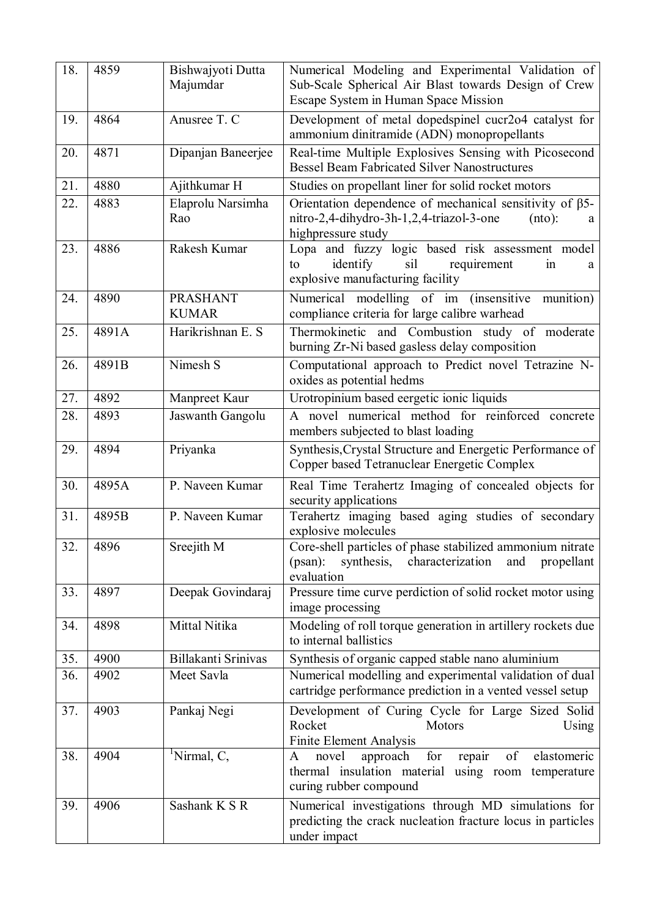| 18. | 4859 | Bishwajyoti Dutta Majumdar | Numerical Modeling and Experimental Validation of Sub-Scale Spherical Air Blast towards Design of Crew Escape System in Human Space Mission |
|---|---|---|---|
| 19. | 4864 | Anusree T. C | Development of metal dopedspinel cucr2o4 catalyst for ammonium dinitramide (ADN) monopropellants |
| 20. | 4871 | Dipanjan Baneerjee | Real-time Multiple Explosives Sensing with Picosecond Bessel Beam Fabricated Silver Nanostructures |
| 21. | 4880 | Ajithkumar H | Studies on propellant liner for solid rocket motors |
| 22. | 4883 | Elaprolu Narsimha Rao | Orientation dependence of mechanical sensitivity of β5-nitro-2,4-dihydro-3h-1,2,4-triazol-3-one (nto): a highpressure study |
| 23. | 4886 | Rakesh Kumar | Lopa and fuzzy logic based risk assessment model to identify sil requirement in a explosive manufacturing facility |
| 24. | 4890 | PRASHANT KUMAR | Numerical modelling of im (insensitive munition) compliance criteria for large calibre warhead |
| 25. | 4891A | Harikrishnan E. S | Thermokinetic and Combustion study of moderate burning Zr-Ni based gasless delay composition |
| 26. | 4891B | Nimesh S | Computational approach to Predict novel Tetrazine N-oxides as potential hedms |
| 27. | 4892 | Manpreet Kaur | Urotropinium based eergetic ionic liquids |
| 28. | 4893 | Jaswanth Gangolu | A novel numerical method for reinforced concrete members subjected to blast loading |
| 29. | 4894 | Priyanka | Synthesis,Crystal Structure and Energetic Performance of Copper based Tetranuclear Energetic Complex |
| 30. | 4895A | P. Naveen Kumar | Real Time Terahertz Imaging of concealed objects for security applications |
| 31. | 4895B | P. Naveen Kumar | Terahertz imaging based aging studies of secondary explosive molecules |
| 32. | 4896 | Sreejith M | Core-shell particles of phase stabilized ammonium nitrate (psan): synthesis, characterization and propellant evaluation |
| 33. | 4897 | Deepak Govindaraj | Pressure time curve perdiction of solid rocket motor using image processing |
| 34. | 4898 | Mittal Nitika | Modeling of roll torque generation in artillery rockets due to internal ballistics |
| 35. | 4900 | Billakanti Srinivas | Synthesis of organic capped stable nano aluminium |
| 36. | 4902 | Meet Savla | Numerical modelling and experimental validation of dual cartridge performance prediction in a vented vessel setup |
| 37. | 4903 | Pankaj Negi | Development of Curing Cycle for Large Sized Solid Rocket Motors Using Finite Element Analysis |
| 38. | 4904 | [1]Nirmal, C, | A novel approach for repair of elastomeric thermal insulation material using room temperature curing rubber compound |
| 39. | 4906 | Sashank K S R | Numerical investigations through MD simulations for predicting the crack nucleation fracture locus in particles under impact |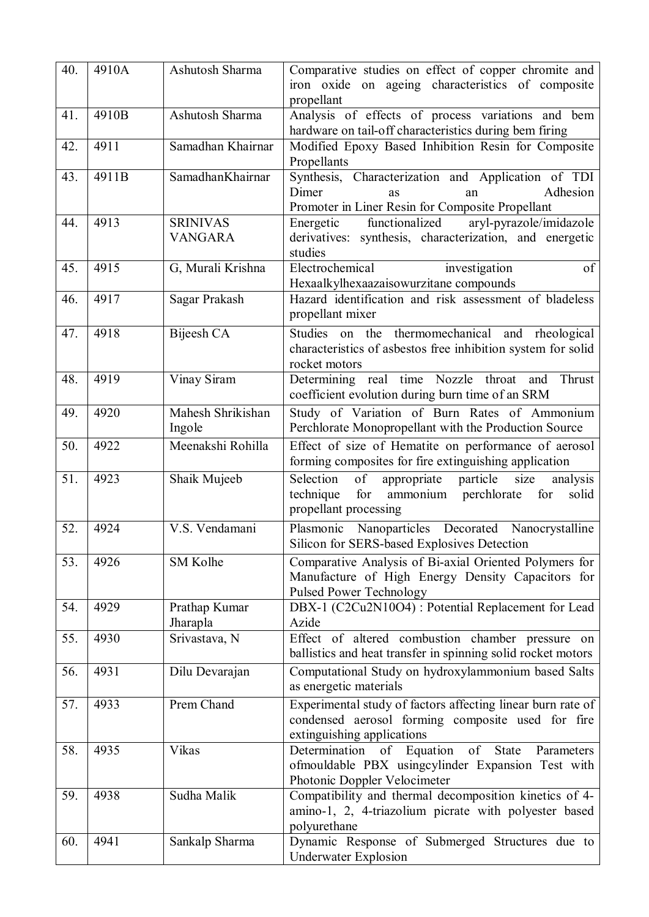| 40. | 4910A | Ashutosh Sharma | Comparative studies on effect of copper chromite and iron oxide on ageing characteristics of composite propellant |
|---|---|---|---|
| 41. | 4910B | Ashutosh Sharma | Analysis of effects of process variations and bem hardware on tail-off characteristics during bem firing |
| 42. | 4911 | Samadhan Khairnar | Modified Epoxy Based Inhibition Resin for Composite Propellants |
| 43. | 4911B | SamadhanKhairnar | Synthesis, Characterization and Application of TDI Dimer as an Adhesion Promoter in Liner Resin for Composite Propellant |
| 44. | 4913 | SRINIVAS VANGARA | Energetic functionalized aryl-pyrazole/imidazole derivatives: synthesis, characterization, and energetic studies |
| 45. | 4915 | G, Murali Krishna | Electrochemical investigation of Hexaalkylhexaazaisowurzitane compounds |
| 46. | 4917 | Sagar Prakash | Hazard identification and risk assessment of bladeless propellant mixer |
| 47. | 4918 | Bijeesh CA | Studies on the thermomechanical and rheological characteristics of asbestos free inhibition system for solid rocket motors |
| 48. | 4919 | Vinay Siram | Determining real time Nozzle throat and Thrust coefficient evolution during burn time of an SRM |
| 49. | 4920 | Mahesh Shrikishan Ingole | Study of Variation of Burn Rates of Ammonium Perchlorate Monopropellant with the Production Source |
| 50. | 4922 | Meenakshi Rohilla | Effect of size of Hematite on performance of aerosol forming composites for fire extinguishing application |
| 51. | 4923 | Shaik Mujeeb | Selection of appropriate particle size analysis technique for ammonium perchlorate for solid propellant processing |
| 52. | 4924 | V.S. Vendamani | Plasmonic Nanoparticles Decorated Nanocrystalline Silicon for SERS-based Explosives Detection |
| 53. | 4926 | SM Kolhe | Comparative Analysis of Bi-axial Oriented Polymers for Manufacture of High Energy Density Capacitors for Pulsed Power Technology |
| 54. | 4929 | Prathap Kumar Jharapla | DBX-1 ($C_2Cu_2N_{10}O_4$) : Potential Replacement for Lead Azide |
| 55. | 4930 | Srivastava, N | Effect of altered combustion chamber pressure on ballistics and heat transfer in spinning solid rocket motors |
| 56. | 4931 | Dilu Devarajan | Computational Study on hydroxylammonium based Salts as energetic materials |
| 57. | 4933 | Prem Chand | Experimental study of factors affecting linear burn rate of condensed aerosol forming composite used for fire extinguishing applications |
| 58. | 4935 | Vikas | Determination of Equation of State Parameters ofmouldable PBX usingcylinder Expansion Test with Photonic Doppler Velocimeter |
| 59. | 4938 | Sudha Malik | Compatibility and thermal decomposition kinetics of 4-amino-1, 2, 4-triazolium picrate with polyester based polyurethane |
| 60. | 4941 | Sankalp Sharma | Dynamic Response of Submerged Structures due to Underwater Explosion |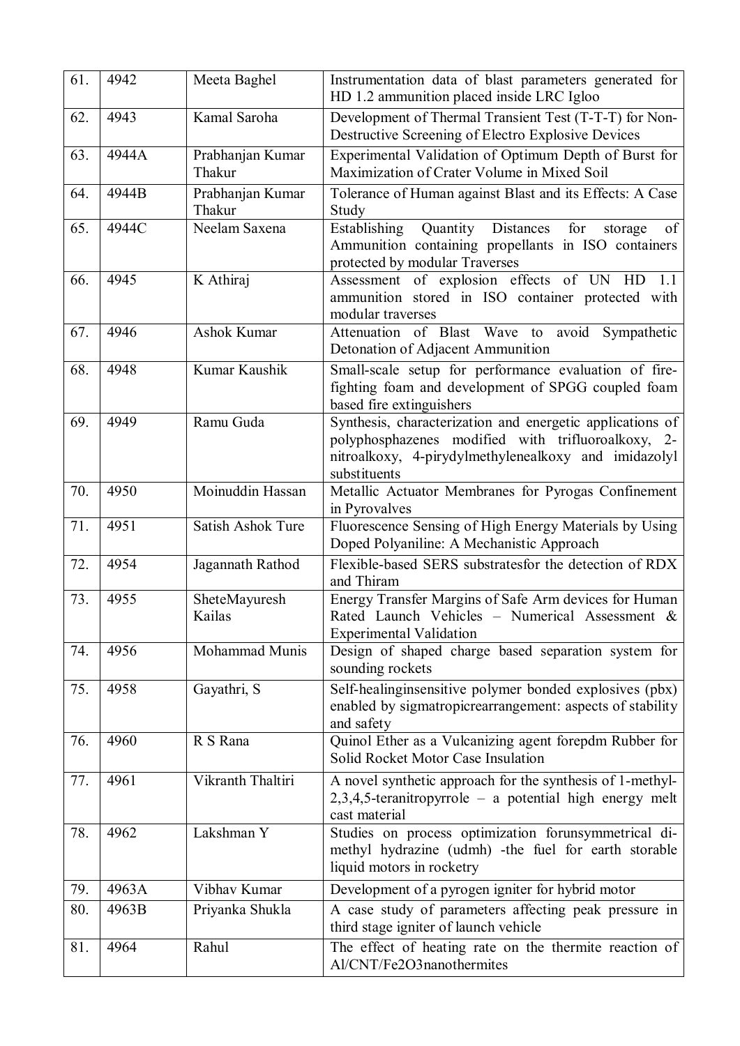| 61. | 4942 | Meeta Baghel | Instrumentation data of blast parameters generated for HD 1.2 ammunition placed inside LRC Igloo |
|---|---|---|---|
| 62. | 4943 | Kamal Saroha | Development of Thermal Transient Test (T-T-T) for Non-Destructive Screening of Electro Explosive Devices |
| 63. | 4944A | Prabhanjan Kumar Thakur | Experimental Validation of Optimum Depth of Burst for Maximization of Crater Volume in Mixed Soil |
| 64. | 4944B | Prabhanjan Kumar Thakur | Tolerance of Human against Blast and its Effects: A Case Study |
| 65. | 4944C | Neelam Saxena | Establishing Quantity Distances for storage of Ammunition containing propellants in ISO containers protected by modular Traverses |
| 66. | 4945 | K Athiraj | Assessment of explosion effects of UN HD 1.1 ammunition stored in ISO container protected with modular traverses |
| 67. | 4946 | Ashok Kumar | Attenuation of Blast Wave to avoid Sympathetic Detonation of Adjacent Ammunition |
| 68. | 4948 | Kumar Kaushik | Small-scale setup for performance evaluation of fire-fighting foam and development of SPGG coupled foam based fire extinguishers |
| 69. | 4949 | Ramu Guda | Synthesis, characterization and energetic applications of polyphosphazenes modified with trifluoroalkoxy, 2-nitroalkoxy, 4-pirydylmethylenealkoxy and imidazolyl substituents |
| 70. | 4950 | Moinuddin Hassan | Metallic Actuator Membranes for Pyrogas Confinement in Pyrovalves |
| 71. | 4951 | Satish Ashok Ture | Fluorescence Sensing of High Energy Materials by Using Doped Polyaniline: A Mechanistic Approach |
| 72. | 4954 | Jagannath Rathod | Flexible-based SERS substratesfor the detection of RDX and Thiram |
| 73. | 4955 | SheteMayuresh Kailas | Energy Transfer Margins of Safe Arm devices for Human Rated Launch Vehicles – Numerical Assessment & Experimental Validation |
| 74. | 4956 | Mohammad Munis | Design of shaped charge based separation system for sounding rockets |
| 75. | 4958 | Gayathri, S | Self-healinginsensitive polymer bonded explosives (pbx) enabled by sigmatropicrearrangement: aspects of stability and safety |
| 76. | 4960 | R S Rana | Quinol Ether as a Vulcanizing agent forepdm Rubber for Solid Rocket Motor Case Insulation |
| 77. | 4961 | Vikranth Thaltiri | A novel synthetic approach for the synthesis of 1-methyl-2,3,4,5-teranitropyrrole – a potential high energy melt cast material |
| 78. | 4962 | Lakshman Y | Studies on process optimization forunsymmetrical di-methyl hydrazine (udmh) -the fuel for earth storable liquid motors in rocketry |
| 79. | 4963A | Vibhav Kumar | Development of a pyrogen igniter for hybrid motor |
| 80. | 4963B | Priyanka Shukla | A case study of parameters affecting peak pressure in third stage igniter of launch vehicle |
| 81. | 4964 | Rahul | The effect of heating rate on the thermite reaction of Al/CNT/$Fe_2O_3$nanothermites |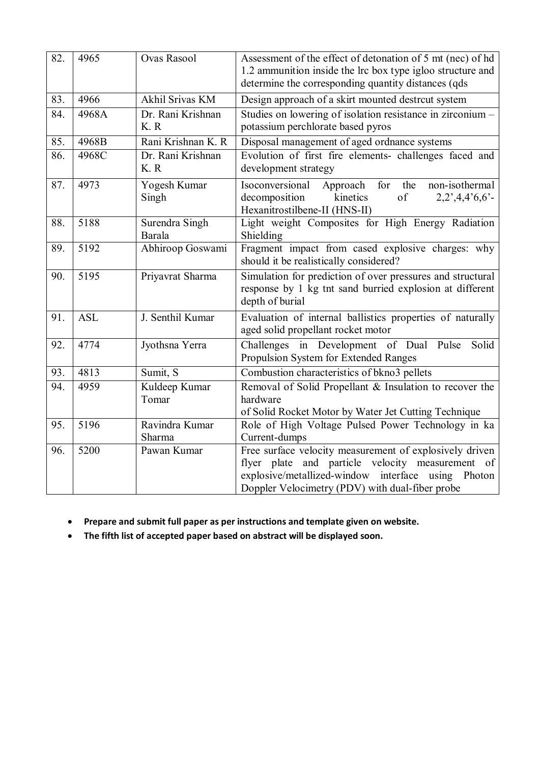| | | | |
|---|---|---|---|
| 82. | 4965 | Ovas Rasool | Assessment of the effect of detonation of 5 mt (nec) of hd 1.2 ammunition inside the lrc box type igloo structure and determine the corresponding quantity distances (qds |
| 83. | 4966 | Akhil Srivas KM | Design approach of a skirt mounted destrcut system |
| 84. | 4968A | Dr. Rani Krishnan K. R | Studies on lowering of isolation resistance in zirconium – potassium perchlorate based pyros |
| 85. | 4968B | Rani Krishnan K. R | Disposal management of aged ordnance systems |
| 86. | 4968C | Dr. Rani Krishnan K. R | Evolution of first fire elements- challenges faced and development strategy |
| 87. | 4973 | Yogesh Kumar Singh | Isoconversional Approach for the non-isothermal decomposition kinetics of 2,2',4,4'6,6'-Hexanitrostilbene-II (HNS-II) |
| 88. | 5188 | Surendra Singh Barala | Light weight Composites for High Energy Radiation Shielding |
| 89. | 5192 | Abhiroop Goswami | Fragment impact from cased explosive charges: why should it be realistically considered? |
| 90. | 5195 | Priyavrat Sharma | Simulation for prediction of over pressures and structural response by 1 kg tnt sand burried explosion at different depth of burial |
| 91. | ASL | J. Senthil Kumar | Evaluation of internal ballistics properties of naturally aged solid propellant rocket motor |
| 92. | 4774 | Jyothsna Yerra | Challenges in Development of Dual Pulse Solid Propulsion System for Extended Ranges |
| 93. | 4813 | Sumit, S | Combustion characteristics of bkno3 pellets |
| 94. | 4959 | Kuldeep Kumar Tomar | Removal of Solid Propellant & Insulation to recover the hardware of Solid Rocket Motor by Water Jet Cutting Technique |
| 95. | 5196 | Ravindra Kumar Sharma | Role of High Voltage Pulsed Power Technology in ka Current-dumps |
| 96. | 5200 | Pawan Kumar | Free surface velocity measurement of explosively driven flyer plate and particle velocity measurement of explosive/metallized-window interface using Photon Doppler Velocimetry (PDV) with dual-fiber probe |

- **Prepare and submit full paper as per instructions and template given on website.**
- **The fifth list of accepted paper based on abstract will be displayed soon.**